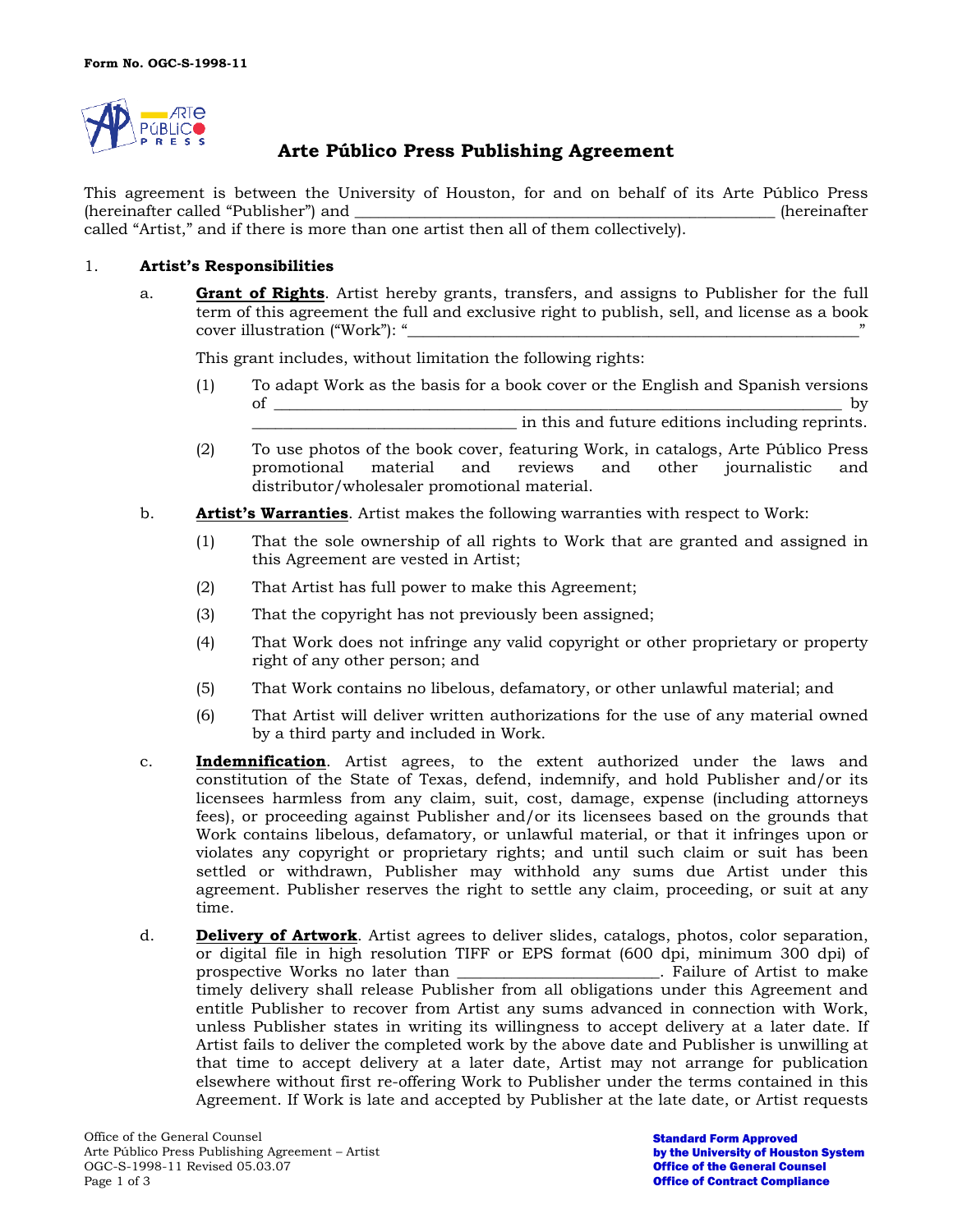Form No. OGC-S-1998-11

# Arte Público Press Publishing Agreement

This agreement is between the University of Houston, for and on behalf of its Arte Público Press (hereinafter called "Publisher") and ______________________________________________________ (hereinafter called "Artist," and if there is more than one artist then all of them collectively).

1. **Artist's Responsibilities**

   a. **Grant of Rights**. Artist hereby grants, transfers, and assigns to Publisher for the full term of this agreement the full and exclusive right to publish, sell, and license as a book cover illustration ("Work"): "__________________________________________________________"

   This grant includes, without limitation the following rights:

   (1) To adapt Work as the basis for a book cover or the English and Spanish versions of ________________________________________________________________________ by _________________________________ in this and future editions including reprints.

   (2) To use photos of the book cover, featuring Work, in catalogs, Arte Público Press promotional material and reviews and other journalistic and distributor/wholesaler promotional material.

   b. **Artist's Warranties**. Artist makes the following warranties with respect to Work:

   (1) That the sole ownership of all rights to Work that are granted and assigned in this Agreement are vested in Artist;

   (2) That Artist has full power to make this Agreement;

   (3) That the copyright has not previously been assigned;

   (4) That Work does not infringe any valid copyright or other proprietary or property right of any other person; and

   (5) That Work contains no libelous, defamatory, or other unlawful material; and

   (6) That Artist will deliver written authorizations for the use of any material owned by a third party and included in Work.

   c. **Indemnification**. Artist agrees, to the extent authorized under the laws and constitution of the State of Texas, defend, indemnify, and hold Publisher and/or its licensees harmless from any claim, suit, cost, damage, expense (including attorneys fees), or proceeding against Publisher and/or its licensees based on the grounds that Work contains libelous, defamatory, or unlawful material, or that it infringes upon or violates any copyright or proprietary rights; and until such claim or suit has been settled or withdrawn, Publisher may withhold any sums due Artist under this agreement. Publisher reserves the right to settle any claim, proceeding, or suit at any time.

   d. **Delivery of Artwork**. Artist agrees to deliver slides, catalogs, photos, color separation, or digital file in high resolution TIFF or EPS format (600 dpi, minimum 300 dpi) of prospective Works no later than ________________________. Failure of Artist to make timely delivery shall release Publisher from all obligations under this Agreement and entitle Publisher to recover from Artist any sums advanced in connection with Work, unless Publisher states in writing its willingness to accept delivery at a later date. If Artist fails to deliver the completed work by the above date and Publisher is unwilling at that time to accept delivery at a later date, Artist may not arrange for publication elsewhere without first re-offering Work to Publisher under the terms contained in this Agreement. If Work is late and accepted by Publisher at the late date, or Artist requests

Office of the General Counsel
Arte Público Press Publishing Agreement – Artist
OGC-S-1998-11 Revised 05.03.07

**Standard Form Approved**
**by the University of Houston System**
**Office of the General Counsel**
**Office of Contract Compliance**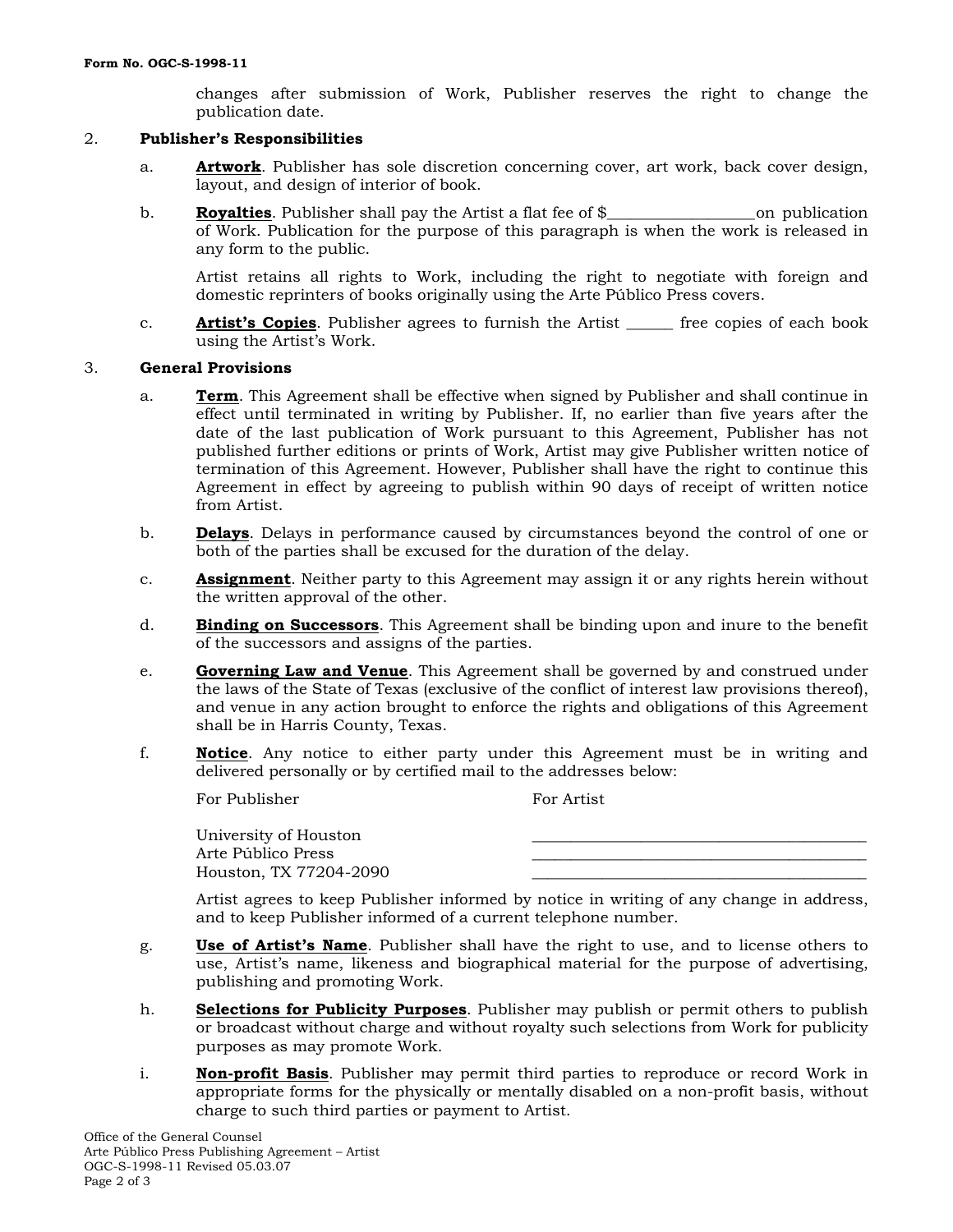changes after submission of Work, Publisher reserves the right to change the publication date.

2. **Publisher's Responsibilities**

   a. **Artwork**. Publisher has sole discretion concerning cover, art work, back cover design, layout, and design of interior of book.

   b. **Royalties**. Publisher shall pay the Artist a flat fee of $__________________on publication of Work. Publication for the purpose of this paragraph is when the work is released in any form to the public.

      Artist retains all rights to Work, including the right to negotiate with foreign and domestic reprinters of books originally using the Arte Público Press covers.

   c. **Artist's Copies**. Publisher agrees to furnish the Artist ______ free copies of each book using the Artist's Work.

3. **General Provisions**

   a. **Term**. This Agreement shall be effective when signed by Publisher and shall continue in effect until terminated in writing by Publisher. If, no earlier than five years after the date of the last publication of Work pursuant to this Agreement, Publisher has not published further editions or prints of Work, Artist may give Publisher written notice of termination of this Agreement. However, Publisher shall have the right to continue this Agreement in effect by agreeing to publish within 90 days of receipt of written notice from Artist.

   b. **Delays**. Delays in performance caused by circumstances beyond the control of one or both of the parties shall be excused for the duration of the delay.

   c. **Assignment**. Neither party to this Agreement may assign it or any rights herein without the written approval of the other.

   d. **Binding on Successors**. This Agreement shall be binding upon and inure to the benefit of the successors and assigns of the parties.

   e. **Governing Law and Venue**. This Agreement shall be governed by and construed under the laws of the State of Texas (exclusive of the conflict of interest law provisions thereof), and venue in any action brought to enforce the rights and obligations of this Agreement shall be in Harris County, Texas.

   f. **Notice**. Any notice to either party under this Agreement must be in writing and delivered personally or by certified mail to the addresses below:

| For Publisher | For Artist |
|---|---|
| University of Houston | ________________________________________ |
| Arte Público Press | ________________________________________ |
| Houston, TX 77204-2090 | ________________________________________ |

   Artist agrees to keep Publisher informed by notice in writing of any change in address, and to keep Publisher informed of a current telephone number.

   g. **Use of Artist's Name**. Publisher shall have the right to use, and to license others to use, Artist's name, likeness and biographical material for the purpose of advertising, publishing and promoting Work.

   h. **Selections for Publicity Purposes**. Publisher may publish or permit others to publish or broadcast without charge and without royalty such selections from Work for publicity purposes as may promote Work.

   i. **Non-profit Basis**. Publisher may permit third parties to reproduce or record Work in appropriate forms for the physically or mentally disabled on a non-profit basis, without charge to such third parties or payment to Artist.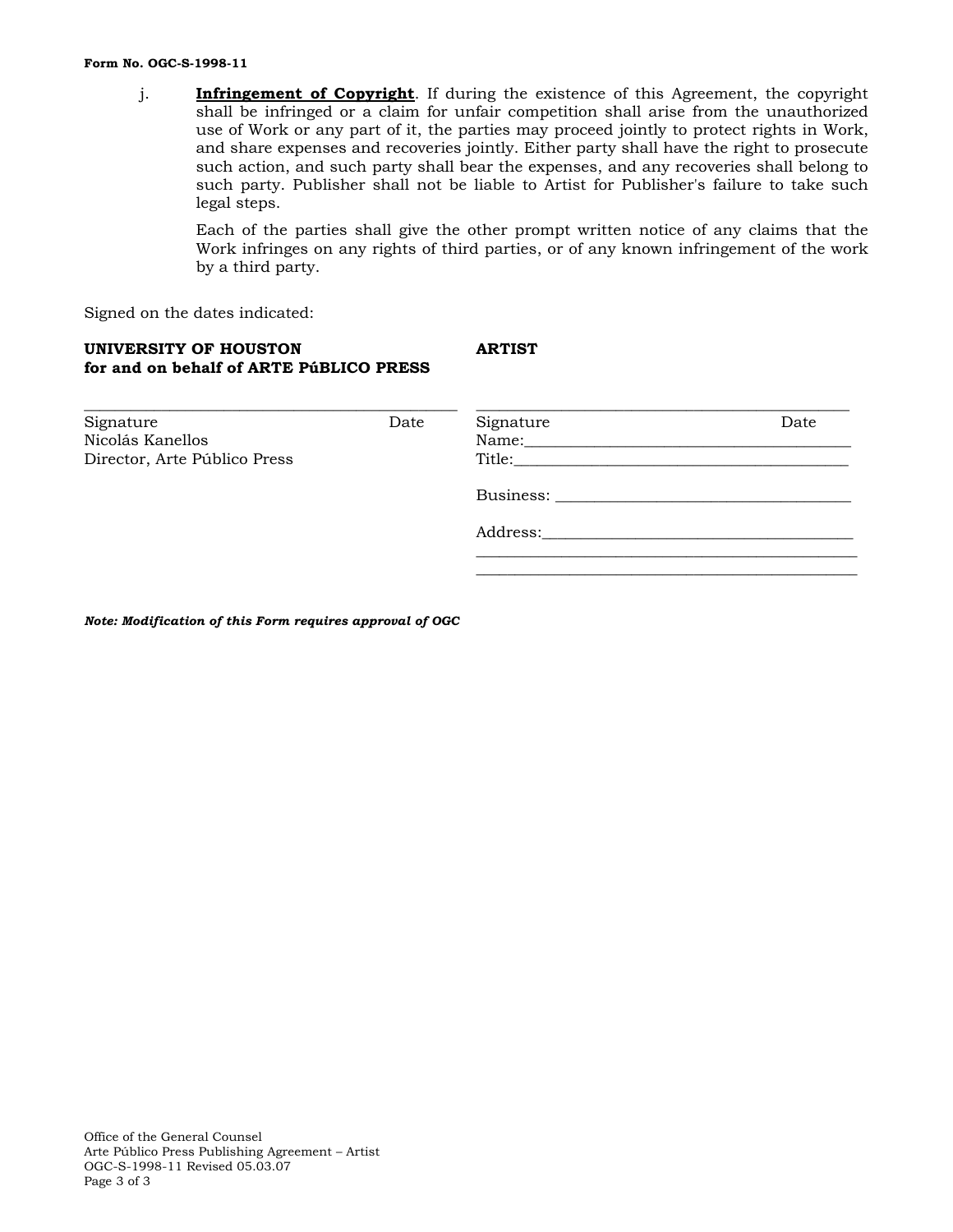j. **Infringement of Copyright**. If during the existence of this Agreement, the copyright shall be infringed or a claim for unfair competition shall arise from the unauthorized use of Work or any part of it, the parties may proceed jointly to protect rights in Work, and share expenses and recoveries jointly. Either party shall have the right to prosecute such action, and such party shall bear the expenses, and any recoveries shall belong to such party. Publisher shall not be liable to Artist for Publisher's failure to take such legal steps.

Each of the parties shall give the other prompt written notice of any claims that the Work infringes on any rights of third parties, or of any known infringement of the work by a third party.

Signed on the dates indicated:

**UNIVERSITY OF HOUSTON**
**for and on behalf of ARTE PúBLICO PRESS**

_______________________________________________
Signature Date
Nicolás Kanellos
Director, Arte Público Press

**ARTIST**

_______________________________________________
Signature Date
Name:_________________________________________
Title:__________________________________________

Business: ____________________________________

Address:______________________________________
_____________________________________________
_____________________________________________

***Note: Modification of this Form requires approval of OGC***